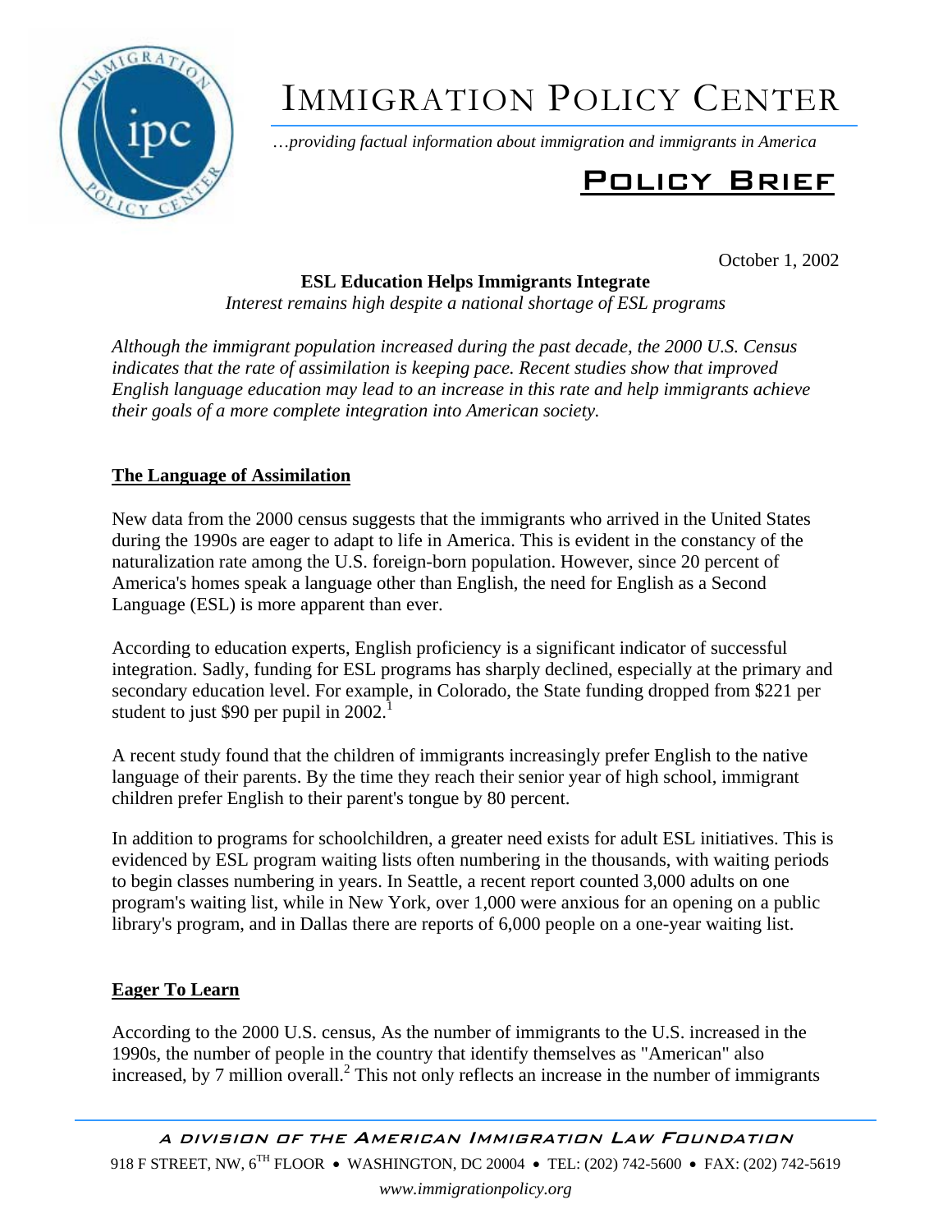# IMMIGRATION POLICY CENTER

*…providing factual information about immigration and immigrants in America*

## POLICY BRIEF

October 1, 2002

**ESL Education Helps Immigrants Integrate**

*Interest remains high despite a national shortage of ESL programs*

*Although the immigrant population increased during the past decade, the 2000 U.S. Census indicates that the rate of assimilation is keeping pace. Recent studies show that improved English language education may lead to an increase in this rate and help immigrants achieve their goals of a more complete integration into American society.*

### The Language of Assimilation

New data from the 2000 census suggests that the immigrants who arrived in the United States during the 1990s are eager to adapt to life in America. This is evident in the constancy of the naturalization rate among the U.S. foreign-born population. However, since 20 percent of America's homes speak a language other than English, the need for English as a Second Language (ESL) is more apparent than ever.

According to education experts, English proficiency is a significant indicator of successful integration. Sadly, funding for ESL programs has sharply declined, especially at the primary and secondary education level. For example, in Colorado, the State funding dropped from $221 per student to just $90 per pupil in 2002.[1]

A recent study found that the children of immigrants increasingly prefer English to the native language of their parents. By the time they reach their senior year of high school, immigrant children prefer English to their parent's tongue by 80 percent.

In addition to programs for schoolchildren, a greater need exists for adult ESL initiatives. This is evidenced by ESL program waiting lists often numbering in the thousands, with waiting periods to begin classes numbering in years. In Seattle, a recent report counted 3,000 adults on one program's waiting list, while in New York, over 1,000 were anxious for an opening on a public library's program, and in Dallas there are reports of 6,000 people on a one-year waiting list.

### Eager To Learn

According to the 2000 U.S. census, As the number of immigrants to the U.S. increased in the 1990s, the number of people in the country that identify themselves as "American" also increased, by 7 million overall.[2] This not only reflects an increase in the number of immigrants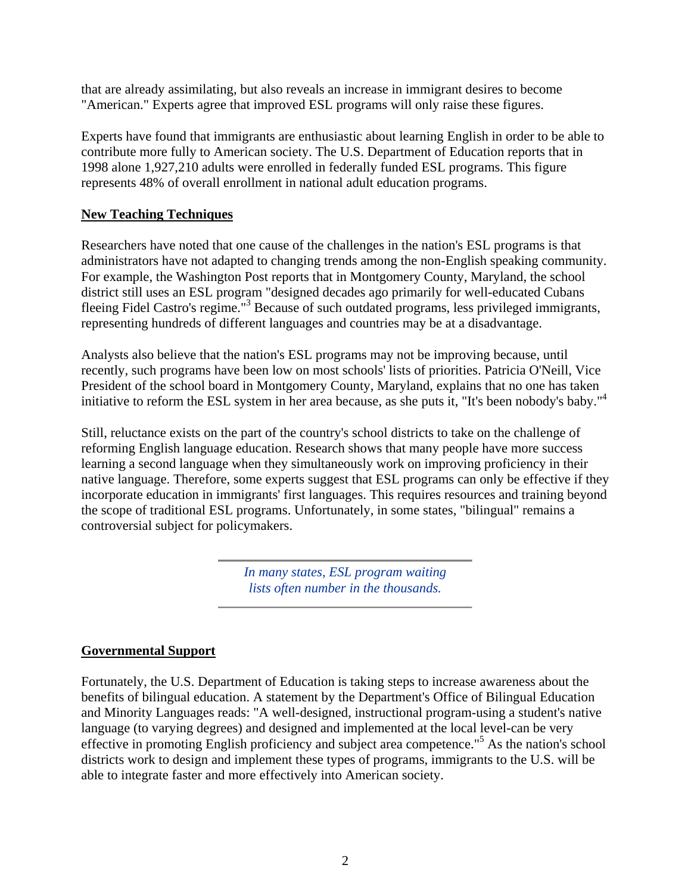that are already assimilating, but also reveals an increase in immigrant desires to become "American." Experts agree that improved ESL programs will only raise these figures.

Experts have found that immigrants are enthusiastic about learning English in order to be able to contribute more fully to American society. The U.S. Department of Education reports that in 1998 alone 1,927,210 adults were enrolled in federally funded ESL programs. This figure represents 48% of overall enrollment in national adult education programs.

**New Teaching Techniques**

Researchers have noted that one cause of the challenges in the nation's ESL programs is that administrators have not adapted to changing trends among the non-English speaking community. For example, the Washington Post reports that in Montgomery County, Maryland, the school district still uses an ESL program "designed decades ago primarily for well-educated Cubans fleeing Fidel Castro's regime."[3] Because of such outdated programs, less privileged immigrants, representing hundreds of different languages and countries may be at a disadvantage.

Analysts also believe that the nation's ESL programs may not be improving because, until recently, such programs have been low on most schools' lists of priorities. Patricia O'Neill, Vice President of the school board in Montgomery County, Maryland, explains that no one has taken initiative to reform the ESL system in her area because, as she puts it, "It's been nobody's baby."[4]

Still, reluctance exists on the part of the country's school districts to take on the challenge of reforming English language education. Research shows that many people have more success learning a second language when they simultaneously work on improving proficiency in their native language. Therefore, some experts suggest that ESL programs can only be effective if they incorporate education in immigrants' first languages. This requires resources and training beyond the scope of traditional ESL programs. Unfortunately, in some states, "bilingual" remains a controversial subject for policymakers.

*In many states, ESL program waiting lists often number in the thousands.*

**Governmental Support**

Fortunately, the U.S. Department of Education is taking steps to increase awareness about the benefits of bilingual education. A statement by the Department's Office of Bilingual Education and Minority Languages reads: "A well-designed, instructional program-using a student's native language (to varying degrees) and designed and implemented at the local level-can be very effective in promoting English proficiency and subject area competence."[5] As the nation's school districts work to design and implement these types of programs, immigrants to the U.S. will be able to integrate faster and more effectively into American society.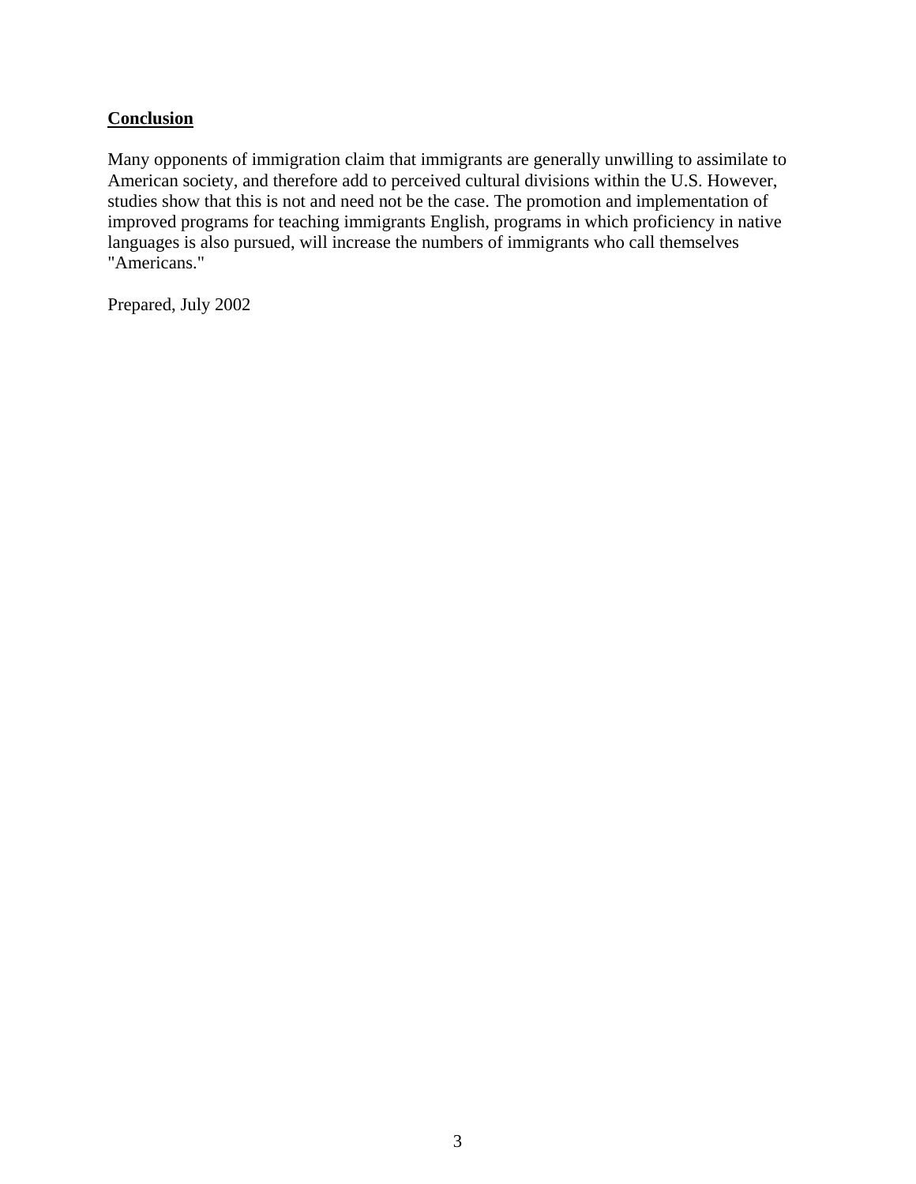## Conclusion

Many opponents of immigration claim that immigrants are generally unwilling to assimilate to American society, and therefore add to perceived cultural divisions within the U.S. However, studies show that this is not and need not be the case. The promotion and implementation of improved programs for teaching immigrants English, programs in which proficiency in native languages is also pursued, will increase the numbers of immigrants who call themselves "Americans."

Prepared, July 2002